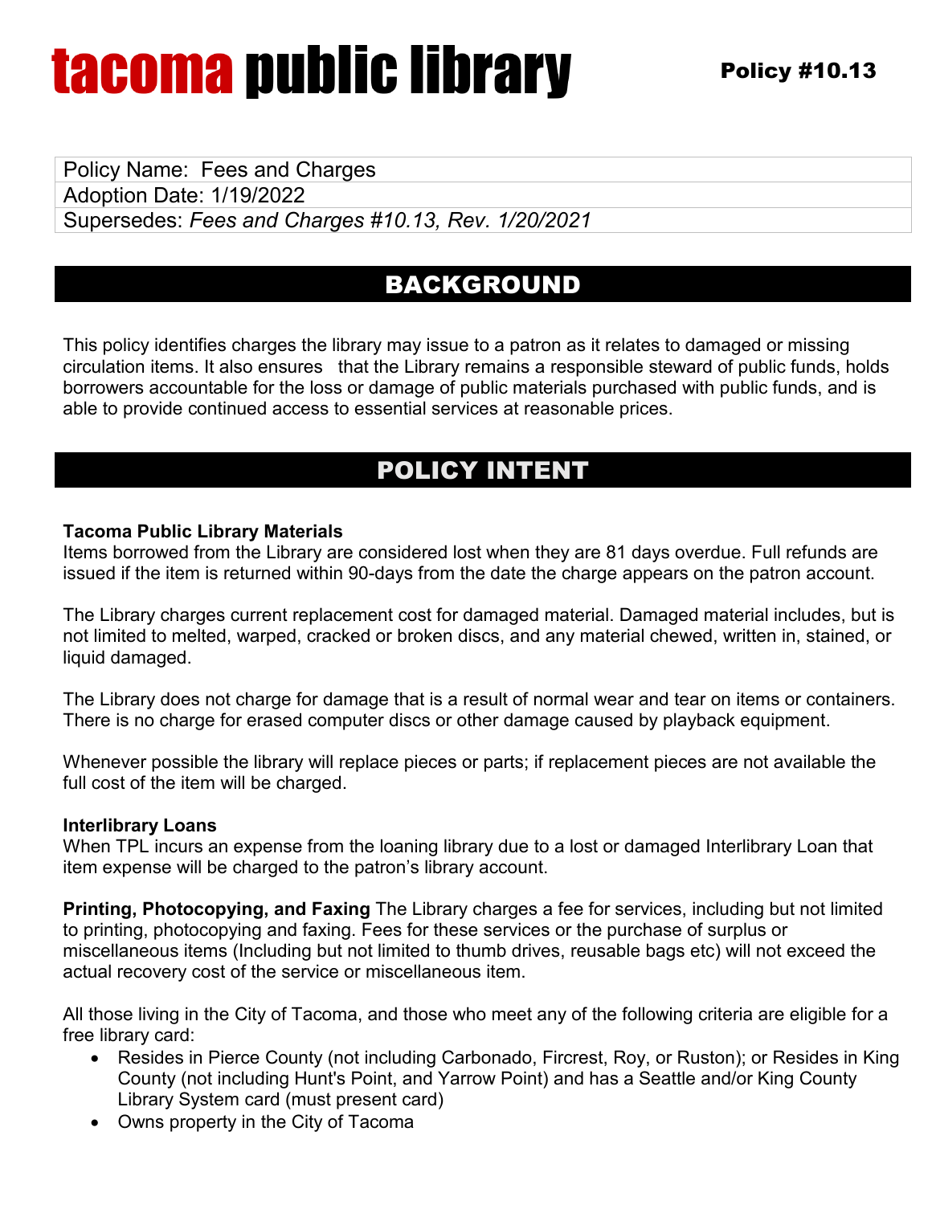# tacoma public library

**Policy #10.13**

| Policy Name: Fees and Charges |
| --- |
| Adoption Date: 1/19/2022 |
| Supersedes: *Fees and Charges #10.13, Rev. 1/20/2021* |

## BACKGROUND

This policy identifies charges the library may issue to a patron as it relates to damaged or missing circulation items. It also ensures that the Library remains a responsible steward of public funds, holds borrowers accountable for the loss or damage of public materials purchased with public funds, and is able to provide continued access to essential services at reasonable prices.

## POLICY INTENT

**Tacoma Public Library Materials**
Items borrowed from the Library are considered lost when they are 81 days overdue. Full refunds are issued if the item is returned within 90-days from the date the charge appears on the patron account.

The Library charges current replacement cost for damaged material. Damaged material includes, but is not limited to melted, warped, cracked or broken discs, and any material chewed, written in, stained, or liquid damaged.

The Library does not charge for damage that is a result of normal wear and tear on items or containers. There is no charge for erased computer discs or other damage caused by playback equipment.

Whenever possible the library will replace pieces or parts; if replacement pieces are not available the full cost of the item will be charged.

**Interlibrary Loans**
When TPL incurs an expense from the loaning library due to a lost or damaged Interlibrary Loan that item expense will be charged to the patron's library account.

**Printing, Photocopying, and Faxing** The Library charges a fee for services, including but not limited to printing, photocopying and faxing. Fees for these services or the purchase of surplus or miscellaneous items (Including but not limited to thumb drives, reusable bags etc) will not exceed the actual recovery cost of the service or miscellaneous item.

All those living in the City of Tacoma, and those who meet any of the following criteria are eligible for a free library card:

- Resides in Pierce County (not including Carbonado, Fircrest, Roy, or Ruston); or Resides in King County (not including Hunt's Point, and Yarrow Point) and has a Seattle and/or King County Library System card (must present card)
- Owns property in the City of Tacoma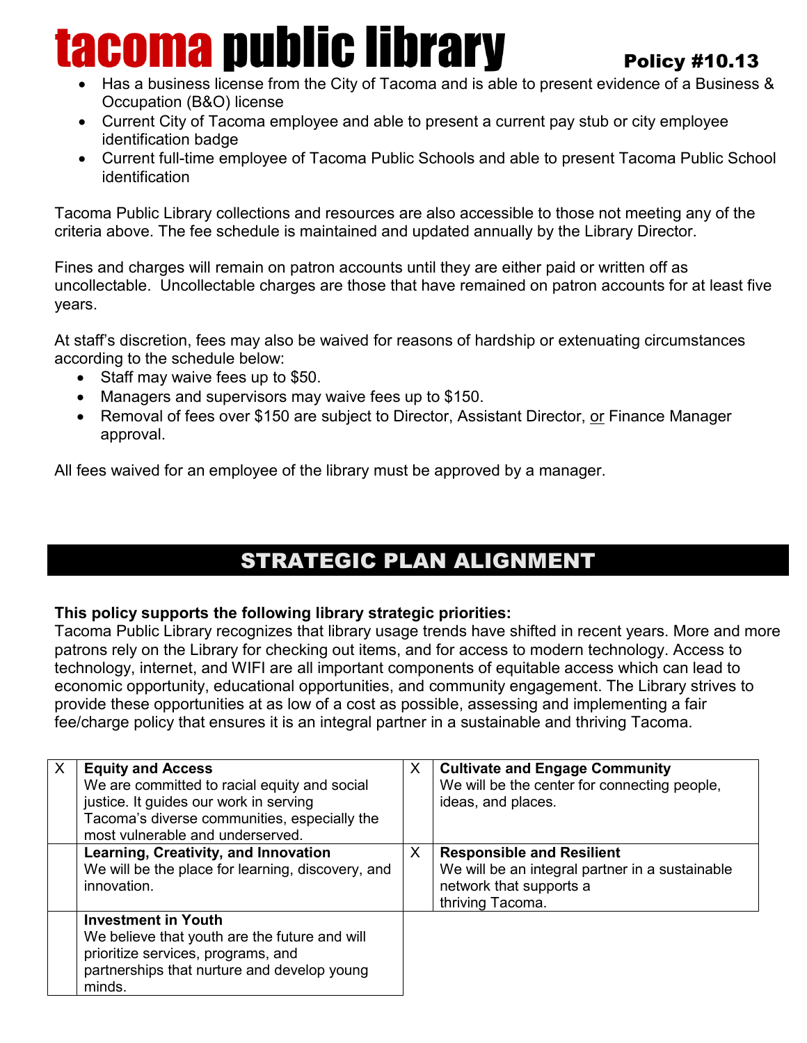- Has a business license from the City of Tacoma and is able to present evidence of a Business & Occupation (B&O) license
- Current City of Tacoma employee and able to present a current pay stub or city employee identification badge
- Current full-time employee of Tacoma Public Schools and able to present Tacoma Public School identification

Tacoma Public Library collections and resources are also accessible to those not meeting any of the criteria above. The fee schedule is maintained and updated annually by the Library Director.

Fines and charges will remain on patron accounts until they are either paid or written off as uncollectable. Uncollectable charges are those that have remained on patron accounts for at least five years.

At staff's discretion, fees may also be waived for reasons of hardship or extenuating circumstances according to the schedule below:

- Staff may waive fees up to $50.
- Managers and supervisors may waive fees up to $150.
- Removal of fees over $150 are subject to Director, Assistant Director, <u>or</u> Finance Manager approval.

All fees waived for an employee of the library must be approved by a manager.

## STRATEGIC PLAN ALIGNMENT

**This policy supports the following library strategic priorities:**
Tacoma Public Library recognizes that library usage trends have shifted in recent years. More and more patrons rely on the Library for checking out items, and for access to modern technology. Access to technology, internet, and WIFI are all important components of equitable access which can lead to economic opportunity, educational opportunities, and community engagement. The Library strives to provide these opportunities at as low of a cost as possible, assessing and implementing a fair fee/charge policy that ensures it is an integral partner in a sustainable and thriving Tacoma.

| | | | |
|---|---|---|---|
| X | **Equity and Access** We are committed to racial equity and social justice. It guides our work in serving Tacoma's diverse communities, especially the most vulnerable and underserved. | X | **Cultivate and Engage Community** We will be the center for connecting people, ideas, and places. |
| | **Learning, Creativity, and Innovation** We will be the place for learning, discovery, and innovation. | X | **Responsible and Resilient** We will be an integral partner in a sustainable network that supports a thriving Tacoma. |
| | **Investment in Youth** We believe that youth are the future and will prioritize services, programs, and partnerships that nurture and develop young minds. | | |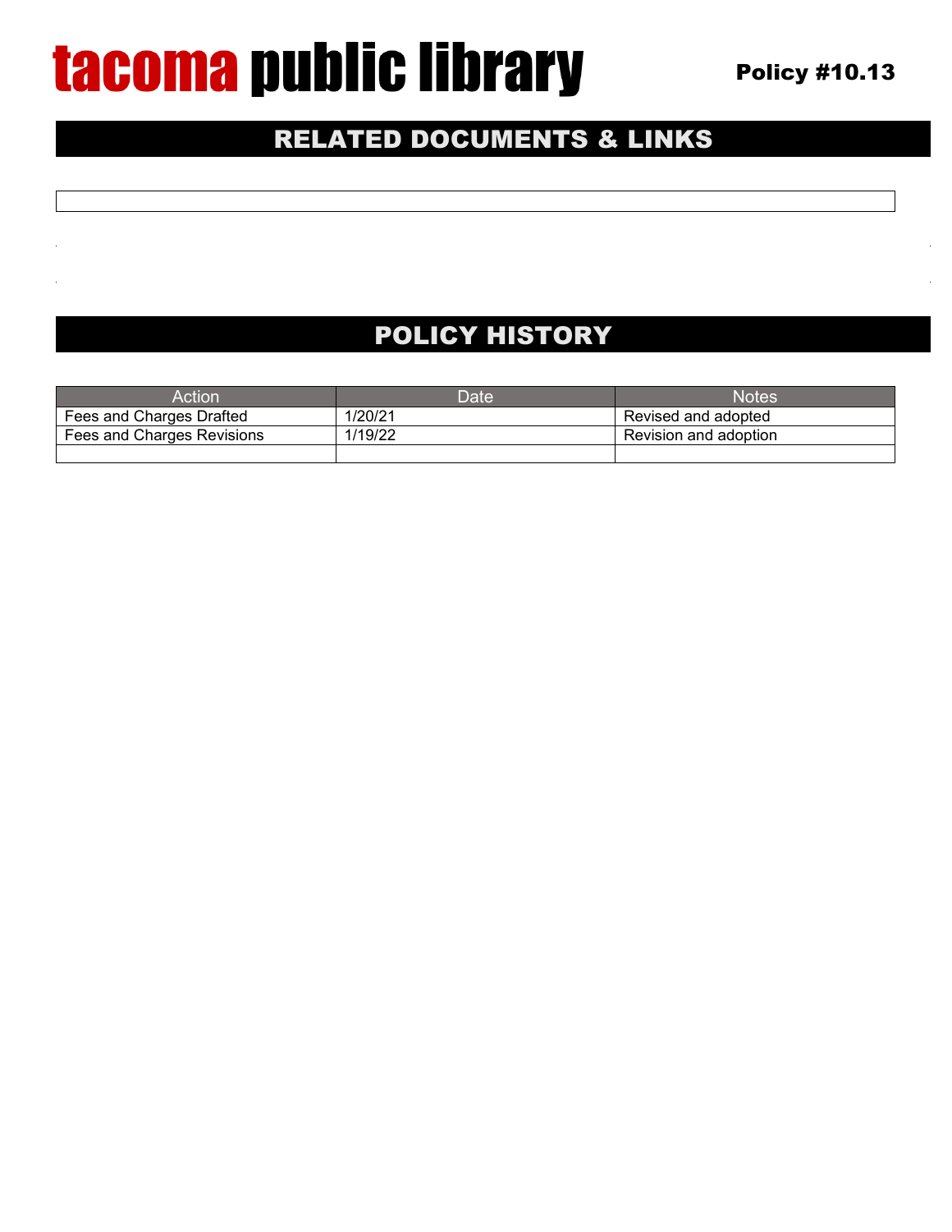## RELATED DOCUMENTS & LINKS

## POLICY HISTORY

| Action | Date | Notes |
|---|---|---|
| Fees and Charges Drafted | 1/20/21 | Revised and adopted |
| Fees and Charges Revisions | 1/19/22 | Revision and adoption |
| | | |